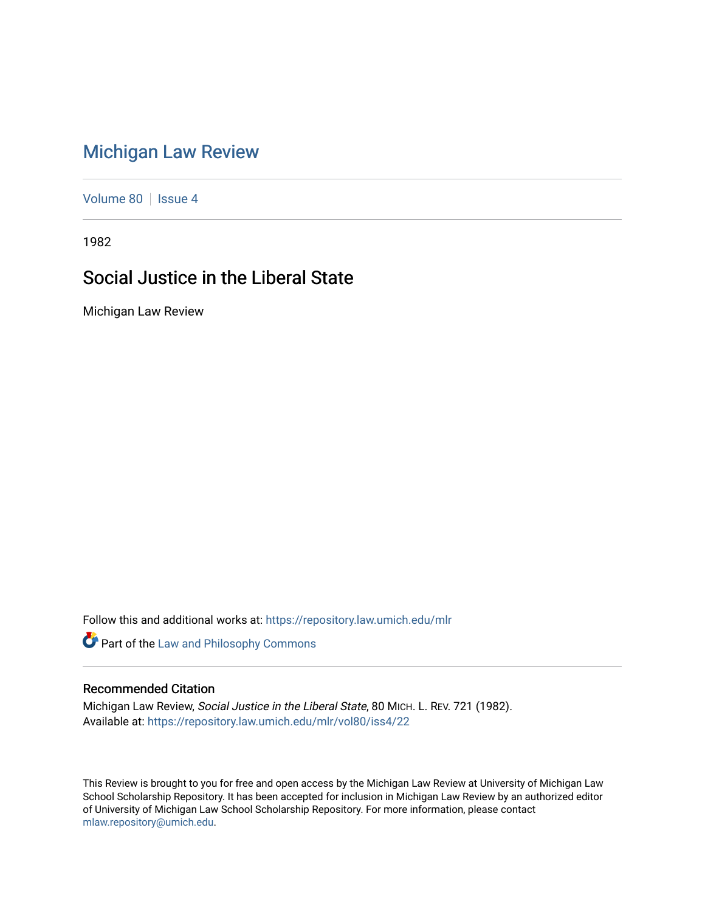# Michigan Law Review

Volume 80 | Issue 4

1982

## Social Justice in the Liberal State

Michigan Law Review

Follow this and additional works at: https://repository.law.umich.edu/mlr

Part of the Law and Philosophy Commons

### Recommended Citation

Michigan Law Review, *Social Justice in the Liberal State*, 80 MICH. L. REV. 721 (1982).
Available at: https://repository.law.umich.edu/mlr/vol80/iss4/22

This Review is brought to you for free and open access by the Michigan Law Review at University of Michigan Law School Scholarship Repository. It has been accepted for inclusion in Michigan Law Review by an authorized editor of University of Michigan Law School Scholarship Repository. For more information, please contact mlaw.repository@umich.edu.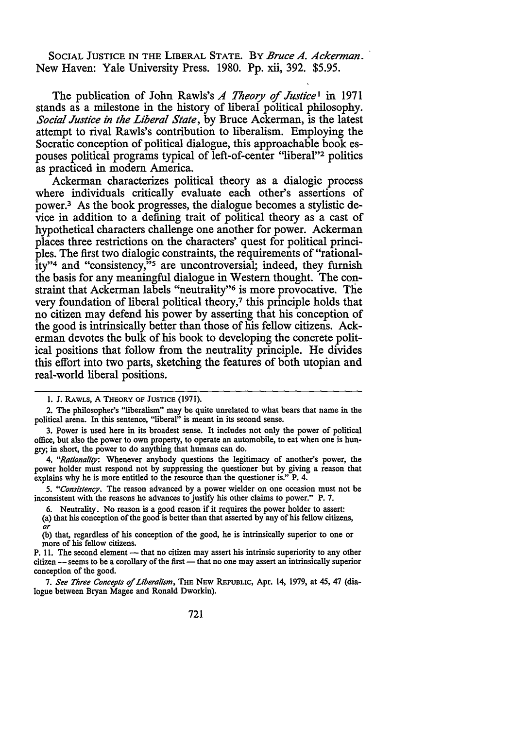SOCIAL JUSTICE IN THE LIBERAL STATE. BY *Bruce A. Ackerman*. New Haven: Yale University Press. 1980. Pp. xii, 392. $5.95.

The publication of John Rawls's *A Theory of Justice*[1] in 1971 stands as a milestone in the history of liberal political philosophy. *Social Justice in the Liberal State*, by Bruce Ackerman, is the latest attempt to rival Rawls's contribution to liberalism. Employing the Socratic conception of political dialogue, this approachable book espouses political programs typical of left-of-center "liberal"[2] politics as practiced in modern America.

Ackerman characterizes political theory as a dialogic process where individuals critically evaluate each other's assertions of power.[3] As the book progresses, the dialogue becomes a stylistic device in addition to a defining trait of political theory as a cast of hypothetical characters challenge one another for power. Ackerman places three restrictions on the characters' quest for political principles. The first two dialogic constraints, the requirements of "rationality"[4] and "consistency,"[5] are uncontroversial; indeed, they furnish the basis for any meaningful dialogue in Western thought. The constraint that Ackerman labels "neutrality"[6] is more provocative. The very foundation of liberal political theory,[7] this principle holds that no citizen may defend his power by asserting that his conception of the good is intrinsically better than those of his fellow citizens. Ackerman devotes the bulk of his book to developing the concrete political positions that follow from the neutrality principle. He divides this effort into two parts, sketching the features of both utopian and real-world liberal positions.

---

1. J. RAWLS, A THEORY OF JUSTICE (1971).

2. The philosopher's "liberalism" may be quite unrelated to what bears that name in the political arena. In this sentence, "liberal" is meant in its second sense.

3. Power is used here in its broadest sense. It includes not only the power of political office, but also the power to own property, to operate an automobile, to eat when one is hungry; in short, the power to do anything that humans can do.

4. *"Rationality*: Whenever anybody questions the legitimacy of another's power, the power holder must respond not by suppressing the questioner but by giving a reason that explains why he is more entitled to the resource than the questioner is." P. 4.

5. *"Consistency*. The reason advanced by a power wielder on one occasion must not be inconsistent with the reasons he advances to justify his other claims to power." P. 7.

6. Neutrality. No reason is a good reason if it requires the power holder to assert:
(a) that his conception of the good is better than that asserted by any of his fellow citizens, *or*
(b) that, regardless of his conception of the good, he is intrinsically superior to one or more of his fellow citizens.

P. 11. The second element — that no citizen may assert his intrinsic superiority to any other citizen — seems to be a corollary of the first — that no one may assert an intrinsically superior conception of the good.

7. *See Three Concepts of Liberalism*, THE NEW REPUBLIC, Apr. 14, 1979, at 45, 47 (dialogue between Bryan Magee and Ronald Dworkin).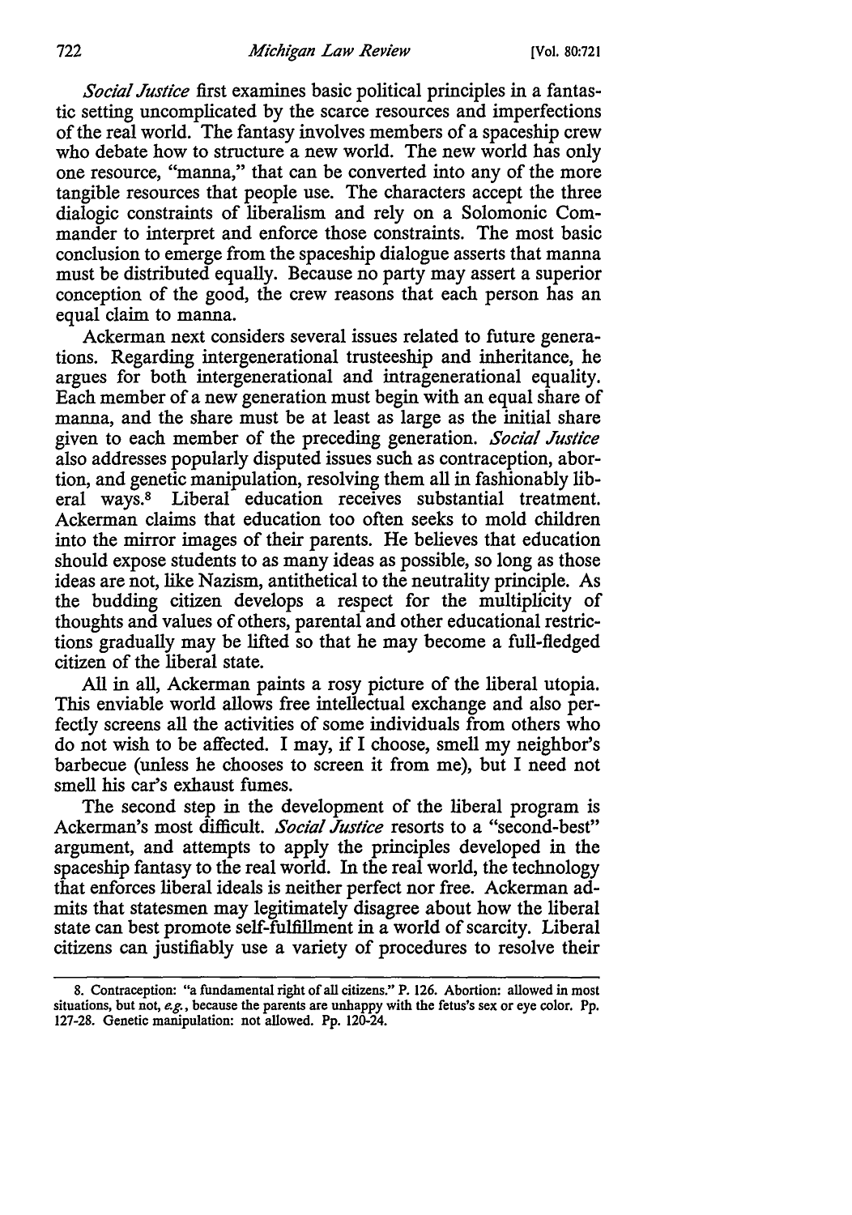*Social Justice* first examines basic political principles in a fantastic setting uncomplicated by the scarce resources and imperfections of the real world. The fantasy involves members of a spaceship crew who debate how to structure a new world. The new world has only one resource, "manna," that can be converted into any of the more tangible resources that people use. The characters accept the three dialogic constraints of liberalism and rely on a Solomonic Commander to interpret and enforce those constraints. The most basic conclusion to emerge from the spaceship dialogue asserts that manna must be distributed equally. Because no party may assert a superior conception of the good, the crew reasons that each person has an equal claim to manna.

Ackerman next considers several issues related to future generations. Regarding intergenerational trusteeship and inheritance, he argues for both intergenerational and intragenerational equality. Each member of a new generation must begin with an equal share of manna, and the share must be at least as large as the initial share given to each member of the preceding generation. *Social Justice* also addresses popularly disputed issues such as contraception, abortion, and genetic manipulation, resolving them all in fashionably liberal ways.[8] Liberal education receives substantial treatment. Ackerman claims that education too often seeks to mold children into the mirror images of their parents. He believes that education should expose students to as many ideas as possible, so long as those ideas are not, like Nazism, antithetical to the neutrality principle. As the budding citizen develops a respect for the multiplicity of thoughts and values of others, parental and other educational restrictions gradually may be lifted so that he may become a full-fledged citizen of the liberal state.

All in all, Ackerman paints a rosy picture of the liberal utopia. This enviable world allows free intellectual exchange and also perfectly screens all the activities of some individuals from others who do not wish to be affected. I may, if I choose, smell my neighbor's barbecue (unless he chooses to screen it from me), but I need not smell his car's exhaust fumes.

The second step in the development of the liberal program is Ackerman's most difficult. *Social Justice* resorts to a "second-best" argument, and attempts to apply the principles developed in the spaceship fantasy to the real world. In the real world, the technology that enforces liberal ideals is neither perfect nor free. Ackerman admits that statesmen may legitimately disagree about how the liberal state can best promote self-fulfillment in a world of scarcity. Liberal citizens can justifiably use a variety of procedures to resolve their

---

8. Contraception: "a fundamental right of all citizens." P. 126. Abortion: allowed in most situations, but not, *e.g.*, because the parents are unhappy with the fetus's sex or eye color. Pp. 127-28. Genetic manipulation: not allowed. Pp. 120-24.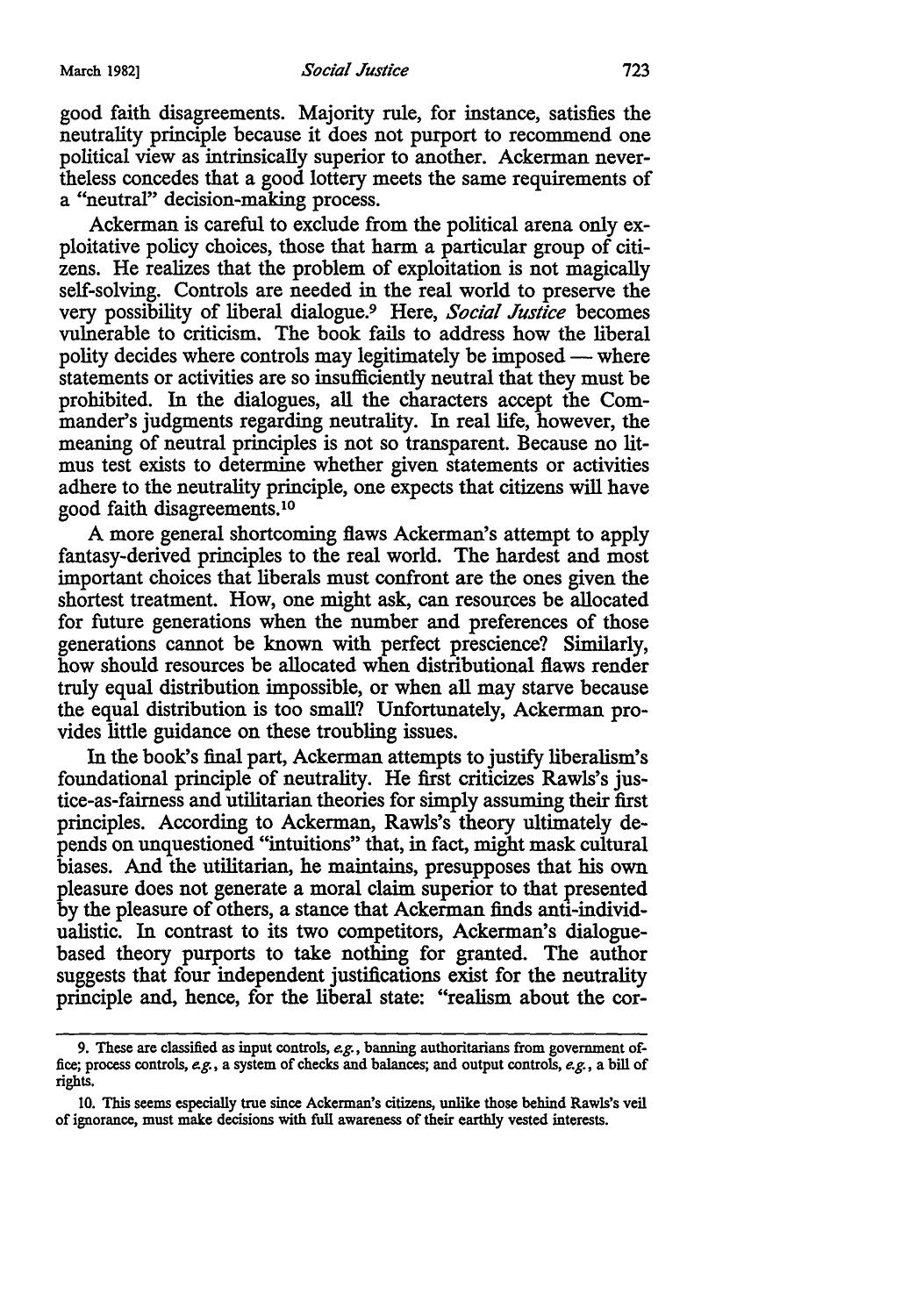good faith disagreements. Majority rule, for instance, satisfies the neutrality principle because it does not purport to recommend one political view as intrinsically superior to another. Ackerman nevertheless concedes that a good lottery meets the same requirements of a "neutral" decision-making process.

Ackerman is careful to exclude from the political arena only exploitative policy choices, those that harm a particular group of citizens. He realizes that the problem of exploitation is not magically self-solving. Controls are needed in the real world to preserve the very possibility of liberal dialogue.[9] Here, *Social Justice* becomes vulnerable to criticism. The book fails to address how the liberal polity decides where controls may legitimately be imposed — where statements or activities are so insufficiently neutral that they must be prohibited. In the dialogues, all the characters accept the Commander's judgments regarding neutrality. In real life, however, the meaning of neutral principles is not so transparent. Because no litmus test exists to determine whether given statements or activities adhere to the neutrality principle, one expects that citizens will have good faith disagreements.[10]

A more general shortcoming flaws Ackerman's attempt to apply fantasy-derived principles to the real world. The hardest and most important choices that liberals must confront are the ones given the shortest treatment. How, one might ask, can resources be allocated for future generations when the number and preferences of those generations cannot be known with perfect prescience? Similarly, how should resources be allocated when distributional flaws render truly equal distribution impossible, or when all may starve because the equal distribution is too small? Unfortunately, Ackerman provides little guidance on these troubling issues.

In the book's final part, Ackerman attempts to justify liberalism's foundational principle of neutrality. He first criticizes Rawls's justice-as-fairness and utilitarian theories for simply assuming their first principles. According to Ackerman, Rawls's theory ultimately depends on unquestioned "intuitions" that, in fact, might mask cultural biases. And the utilitarian, he maintains, presupposes that his own pleasure does not generate a moral claim superior to that presented by the pleasure of others, a stance that Ackerman finds anti-individualistic. In contrast to its two competitors, Ackerman's dialogue-based theory purports to take nothing for granted. The author suggests that four independent justifications exist for the neutrality principle and, hence, for the liberal state: "realism about the cor-

---

9. These are classified as input controls, *e.g.*, banning authoritarians from government office; process controls, *e.g.*, a system of checks and balances; and output controls, *e.g.*, a bill of rights.

10. This seems especially true since Ackerman's citizens, unlike those behind Rawls's veil of ignorance, must make decisions with full awareness of their earthly vested interests.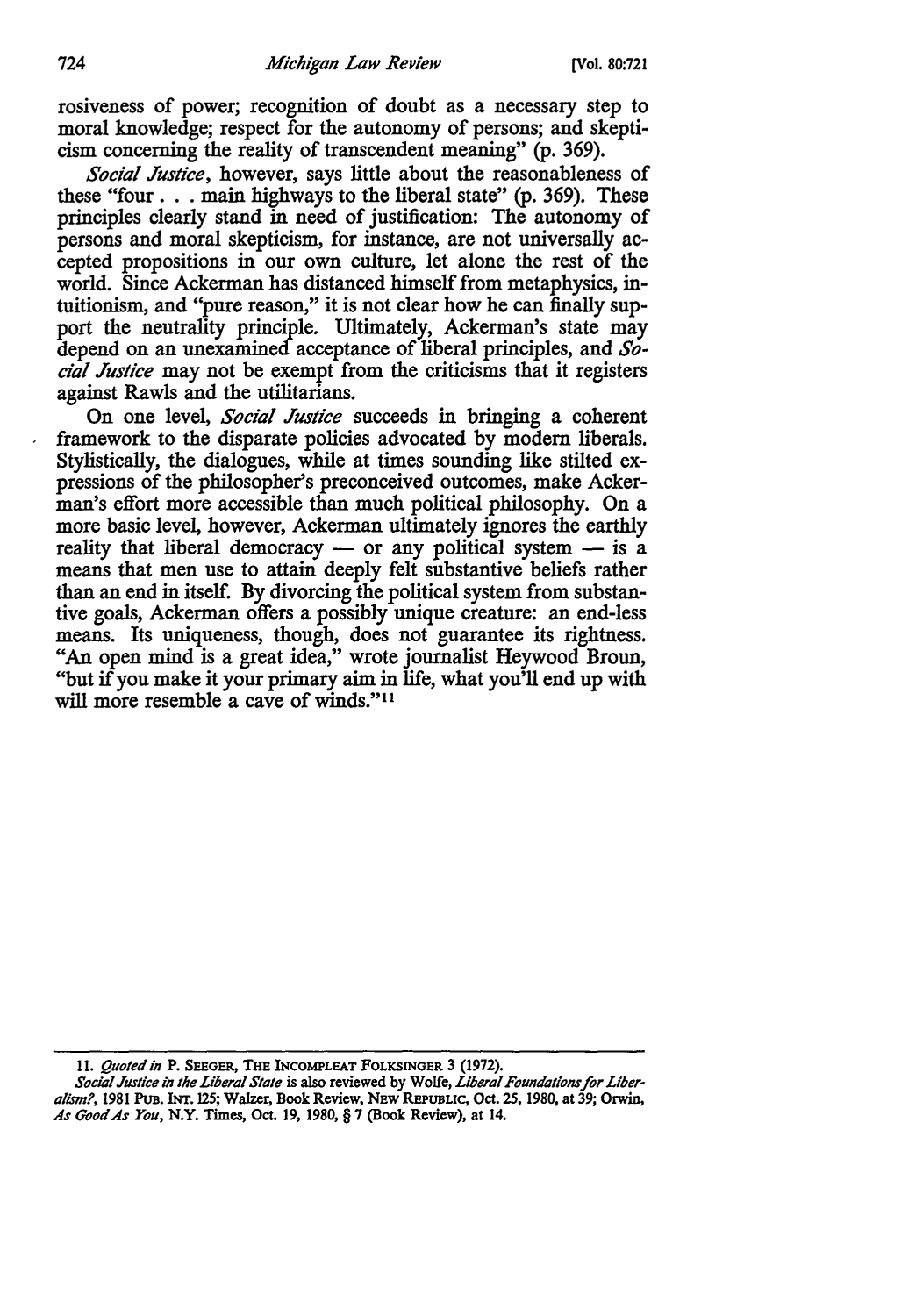rosiveness of power; recognition of doubt as a necessary step to moral knowledge; respect for the autonomy of persons; and skepticism concerning the reality of transcendent meaning" (p. 369).

*Social Justice*, however, says little about the reasonableness of these "four . . . main highways to the liberal state" (p. 369). These principles clearly stand in need of justification: The autonomy of persons and moral skepticism, for instance, are not universally accepted propositions in our own culture, let alone the rest of the world. Since Ackerman has distanced himself from metaphysics, intuitionism, and "pure reason," it is not clear how he can finally support the neutrality principle. Ultimately, Ackerman's state may depend on an unexamined acceptance of liberal principles, and *Social Justice* may not be exempt from the criticisms that it registers against Rawls and the utilitarians.

On one level, *Social Justice* succeeds in bringing a coherent framework to the disparate policies advocated by modern liberals. Stylistically, the dialogues, while at times sounding like stilted expressions of the philosopher's preconceived outcomes, make Ackerman's effort more accessible than much political philosophy. On a more basic level, however, Ackerman ultimately ignores the earthly reality that liberal democracy — or any political system — is a means that men use to attain deeply felt substantive beliefs rather than an end in itself. By divorcing the political system from substantive goals, Ackerman offers a possibly unique creature: an end-less means. Its uniqueness, though, does not guarantee its rightness. "An open mind is a great idea," wrote journalist Heywood Broun, "but if you make it your primary aim in life, what you'll end up with will more resemble a cave of winds."[11]

---

11. *Quoted in* P. SEEGER, THE INCOMPLEAT FOLKSINGER 3 (1972).

*Social Justice in the Liberal State* is also reviewed by Wolfe, *Liberal Foundations for Liberalism?*, 1981 PUB. INT. 125; Walzer, Book Review, NEW REPUBLIC, Oct. 25, 1980, at 39; Orwin, *As Good As You*, N.Y. Times, Oct. 19, 1980, § 7 (Book Review), at 14.